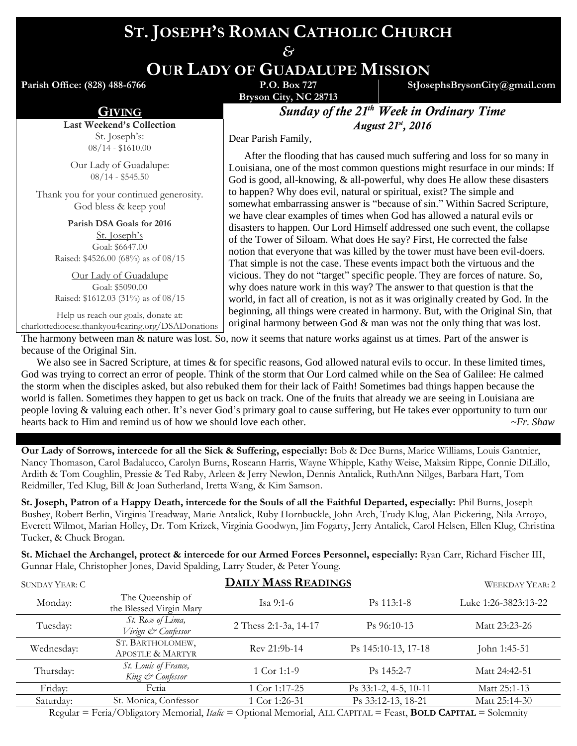# St. Joseph's Roman Catholic Church
# &
# Our Lady of Guadalupe Mission

**Parish Office: (828) 488-6766** | **P.O. Box 727 Bryson City, NC 28713** | **StJosephsBrysonCity@gmail.com**

## Giving

**Last Weekend's Collection**

St. Joseph's:
08/14 - $1610.00

Our Lady of Guadalupe:
08/14 - $545.50

Thank you for your continued generosity.
God bless & keep you!

**Parish DSA Goals for 2016**

St. Joseph's
Goal: $6647.00
Raised: $4526.00 (68%) as of 08/15

Our Lady of Guadalupe
Goal: $5090.00
Raised: $1612.03 (31%) as of 08/15

Help us reach our goals, donate at:
charlottediocese.thankyou4caring.org/DSADonations

## *Sunday of the 21st Week in Ordinary Time*

***August 21st, 2016***

Dear Parish Family,

After the flooding that has caused much suffering and loss for so many in Louisiana, one of the most common questions might resurface in our minds: If God is good, all-knowing, & all-powerful, why does He allow these disasters to happen? Why does evil, natural or spiritual, exist? The simple and somewhat embarrassing answer is "because of sin." Within Sacred Scripture, we have clear examples of times when God has allowed a natural evils or disasters to happen. Our Lord Himself addressed one such event, the collapse of the Tower of Siloam. What does He say? First, He corrected the false notion that everyone that was killed by the tower must have been evil-doers. That simple is not the case. These events impact both the virtuous and the vicious. They do not "target" specific people. They are forces of nature. So, why does nature work in this way? The answer to that question is that the world, in fact all of creation, is not as it was originally created by God. In the beginning, all things were created in harmony. But, with the Original Sin, that original harmony between God & man was not the only thing that was lost. The harmony between man & nature was lost. So, now it seems that nature works against us at times. Part of the answer is because of the Original Sin.

We also see in Sacred Scripture, at times & for specific reasons, God allowed natural evils to occur. In these limited times, God was trying to correct an error of people. Think of the storm that Our Lord calmed while on the Sea of Galilee: He calmed the storm when the disciples asked, but also rebuked them for their lack of Faith! Sometimes bad things happen because the world is fallen. Sometimes they happen to get us back on track. One of the fruits that already we are seeing in Louisiana are people loving & valuing each other. It's never God's primary goal to cause suffering, but He takes ever opportunity to turn our hearts back to Him and remind us of how we should love each other. *~Fr. Shaw*

**Our Lady of Sorrows, intercede for all the Sick & Suffering, especially:** Bob & Dee Burns, Marice Williams, Louis Gantnier, Nancy Thomason, Carol Badalucco, Carolyn Burns, Roseann Harris, Wayne Whipple, Kathy Weise, Maksim Rippe, Connie DiLillo, Ardith & Tom Coughlin, Pressie & Ted Raby, Arleen & Jerry Newlon, Dennis Antalick, RuthAnn Nilges, Barbara Hart, Tom Reidmiller, Ted Klug, Bill & Joan Sutherland, Iretta Wang, & Kim Samson.

**St. Joseph, Patron of a Happy Death, intercede for the Souls of all the Faithful Departed, especially:** Phil Burns, Joseph Bushey, Robert Berlin, Virginia Treadway, Marie Antalick, Ruby Hornbuckle, John Arch, Trudy Klug, Alan Pickering, Nila Arroyo, Everett Wilmot, Marian Holley, Dr. Tom Krizek, Virginia Goodwyn, Jim Fogarty, Jerry Antalick, Carol Helsen, Ellen Klug, Christina Tucker, & Chuck Brogan.

**St. Michael the Archangel, protect & intercede for our Armed Forces Personnel, especially:** Ryan Carr, Richard Fischer III, Gunnar Hale, Christopher Jones, David Spalding, Larry Studer, & Peter Young.

## Daily Mass Readings

Sunday Year: C — Weekday Year: 2

| Day | Celebration | First Reading | Psalm | Gospel |
|---|---|---|---|---|
| Monday: | The Queenship of the Blessed Virgin Mary | Isa 9:1-6 | Ps 113:1-8 | Luke 1:26-3823:13-22 |
| Tuesday: | *St. Rose of Lima, Virign & Confessor* | 2 Thess 2:1-3a, 14-17 | Ps 96:10-13 | Matt 23:23-26 |
| Wednesday: | ST. BARTHOLOMEW, APOSTLE & MARTYR | Rev 21:9b-14 | Ps 145:10-13, 17-18 | John 1:45-51 |
| Thursday: | *St. Louis of France, King & Confessor* | 1 Cor 1:1-9 | Ps 145:2-7 | Matt 24:42-51 |
| Friday: | Feria | 1 Cor 1:17-25 | Ps 33:1-2, 4-5, 10-11 | Matt 25:1-13 |
| Saturday: | St. Monica, Confessor | 1 Cor 1:26-31 | Ps 33:12-13, 18-21 | Matt 25:14-30 |

Regular = Feria/Obligatory Memorial, *Italic* = Optional Memorial, ALL CAPITAL = Feast, **BOLD CAPITAL** = Solemnity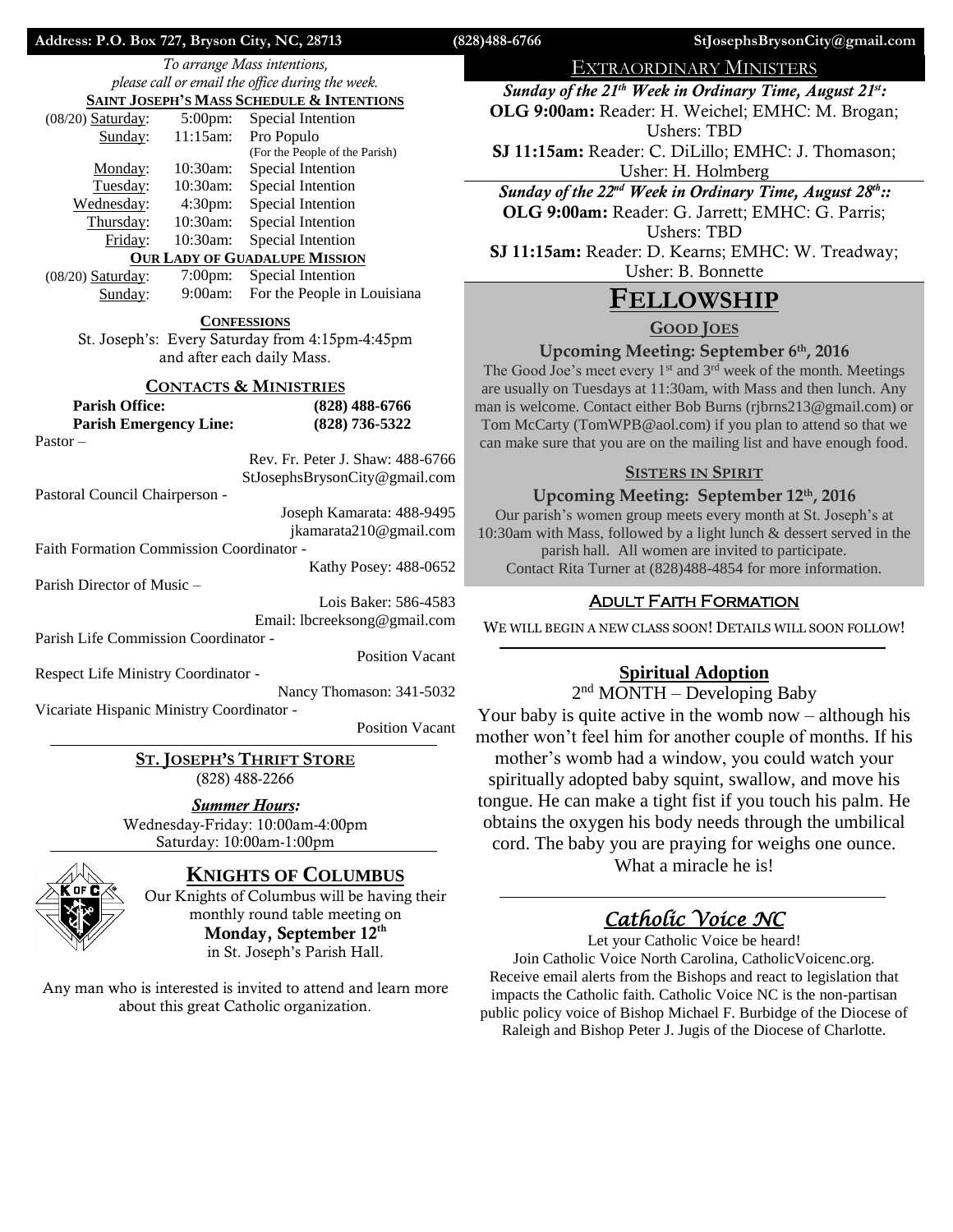**Address: P.O. Box 727, Bryson City, NC, 28713 (828)488-6766 StJosephsBrysonCity@gmail.com**

*To arrange Mass intentions, please call or email the office during the week.*

**SAINT JOSEPH'S MASS SCHEDULE & INTENTIONS**

| | | |
|---|---|---|
| (08/20) Saturday: | 5:00pm: | Special Intention |
| Sunday: | 11:15am: | Pro Populo (For the People of the Parish) |
| Monday: | 10:30am: | Special Intention |
| Tuesday: | 10:30am: | Special Intention |
| Wednesday: | 4:30pm: | Special Intention |
| Thursday: | 10:30am: | Special Intention |
| Friday: | 10:30am: | Special Intention |

**OUR LADY OF GUADALUPE MISSION**

| | | |
|---|---|---|
| (08/20) Saturday: | 7:00pm: | Special Intention |
| Sunday: | 9:00am: | For the People in Louisiana |

**CONFESSIONS**

St. Joseph's: Every Saturday from 4:15pm-4:45pm and after each daily Mass.

**CONTACTS & MINISTRIES**

**Parish Office:** (828) 488-6766
**Parish Emergency Line:** (828) 736-5322

Pastor – Rev. Fr. Peter J. Shaw: 488-6766, StJosephsBrysonCity@gmail.com

Pastoral Council Chairperson - Joseph Kamarata: 488-9495, jkamarata210@gmail.com

Faith Formation Commission Coordinator - Kathy Posey: 488-0652

Parish Director of Music – Lois Baker: 586-4583, Email: lbcreeksong@gmail.com

Parish Life Commission Coordinator - Position Vacant

Respect Life Ministry Coordinator - Nancy Thomason: 341-5032

Vicariate Hispanic Ministry Coordinator - Position Vacant

**ST. JOSEPH'S THRIFT STORE**

(828) 488-2266

***Summer Hours:***

Wednesday-Friday: 10:00am-4:00pm
Saturday: 10:00am-1:00pm

## KNIGHTS OF COLUMBUS

Our Knights of Columbus will be having their monthly round table meeting on **Monday, September 12th** in St. Joseph's Parish Hall.

Any man who is interested is invited to attend and learn more about this great Catholic organization.

## EXTRAORDINARY MINISTERS

***Sunday of the 21st Week in Ordinary Time, August 21st:***

**OLG 9:00am:** Reader: H. Weichel; EMHC: M. Brogan; Ushers: TBD

**SJ 11:15am:** Reader: C. DiLillo; EMHC: J. Thomason; Usher: H. Holmberg

***Sunday of the 22nd Week in Ordinary Time, August 28th::***

**OLG 9:00am:** Reader: G. Jarrett; EMHC: G. Parris; Ushers: TBD

**SJ 11:15am:** Reader: D. Kearns; EMHC: W. Treadway; Usher: B. Bonnette

# FELLOWSHIP

### GOOD JOES

**Upcoming Meeting: September 6th, 2016**

The Good Joe's meet every 1st and 3rd week of the month. Meetings are usually on Tuesdays at 11:30am, with Mass and then lunch. Any man is welcome. Contact either Bob Burns (rjbrns213@gmail.com) or Tom McCarty (TomWPB@aol.com) if you plan to attend so that we can make sure that you are on the mailing list and have enough food.

### SISTERS IN SPIRIT

**Upcoming Meeting: September 12th, 2016**

Our parish's women group meets every month at St. Joseph's at 10:30am with Mass, followed by a light lunch & dessert served in the parish hall. All women are invited to participate. Contact Rita Turner at (828)488-4854 for more information.

### ADULT FAITH FORMATION

WE WILL BEGIN A NEW CLASS SOON! DETAILS WILL SOON FOLLOW!

### Spiritual Adoption

2nd MONTH – Developing Baby

Your baby is quite active in the womb now – although his mother won't feel him for another couple of months. If his mother's womb had a window, you could watch your spiritually adopted baby squint, swallow, and move his tongue. He can make a tight fist if you touch his palm. He obtains the oxygen his body needs through the umbilical cord. The baby you are praying for weighs one ounce. What a miracle he is!

## *Catholic Voice NC*

Let your Catholic Voice be heard!
Join Catholic Voice North Carolina, CatholicVoicenc.org. Receive email alerts from the Bishops and react to legislation that impacts the Catholic faith. Catholic Voice NC is the non-partisan public policy voice of Bishop Michael F. Burbidge of the Diocese of Raleigh and Bishop Peter J. Jugis of the Diocese of Charlotte.